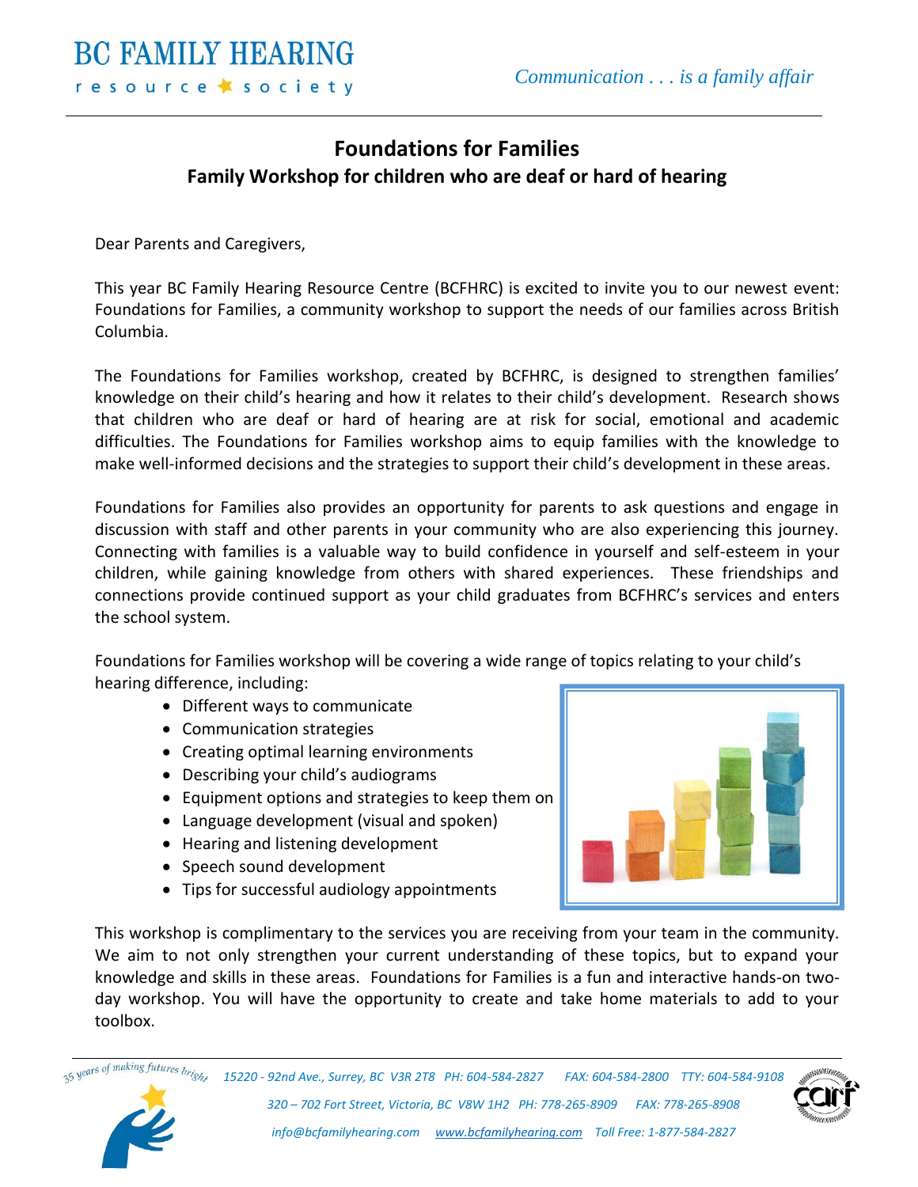BC FAMILY HEARING
resource society

*Communication . . . is a family affair*

# Foundations for Families

## Family Workshop for children who are deaf or hard of hearing

Dear Parents and Caregivers,

This year BC Family Hearing Resource Centre (BCFHRC) is excited to invite you to our newest event: Foundations for Families, a community workshop to support the needs of our families across British Columbia.

The Foundations for Families workshop, created by BCFHRC, is designed to strengthen families' knowledge on their child's hearing and how it relates to their child's development. Research shows that children who are deaf or hard of hearing are at risk for social, emotional and academic difficulties. The Foundations for Families workshop aims to equip families with the knowledge to make well-informed decisions and the strategies to support their child's development in these areas.

Foundations for Families also provides an opportunity for parents to ask questions and engage in discussion with staff and other parents in your community who are also experiencing this journey. Connecting with families is a valuable way to build confidence in yourself and self-esteem in your children, while gaining knowledge from others with shared experiences. These friendships and connections provide continued support as your child graduates from BCFHRC's services and enters the school system.

Foundations for Families workshop will be covering a wide range of topics relating to your child's hearing difference, including:

- Different ways to communicate
- Communication strategies
- Creating optimal learning environments
- Describing your child's audiograms
- Equipment options and strategies to keep them on
- Language development (visual and spoken)
- Hearing and listening development
- Speech sound development
- Tips for successful audiology appointments

This workshop is complimentary to the services you are receiving from your team in the community. We aim to not only strengthen your current understanding of these topics, but to expand your knowledge and skills in these areas. Foundations for Families is a fun and interactive hands-on two-day workshop. You will have the opportunity to create and take home materials to add to your toolbox.

*35 years of making futures bright*

*15220 - 92nd Ave., Surrey, BC V3R 2T8 PH: 604-584-2827 FAX: 604-584-2800 TTY: 604-584-9108*

*320 – 702 Fort Street, Victoria, BC V8W 1H2 PH: 778-265-8909 FAX: 778-265-8908*

*info@bcfamilyhearing.com www.bcfamilyhearing.com Toll Free: 1-877-584-2827*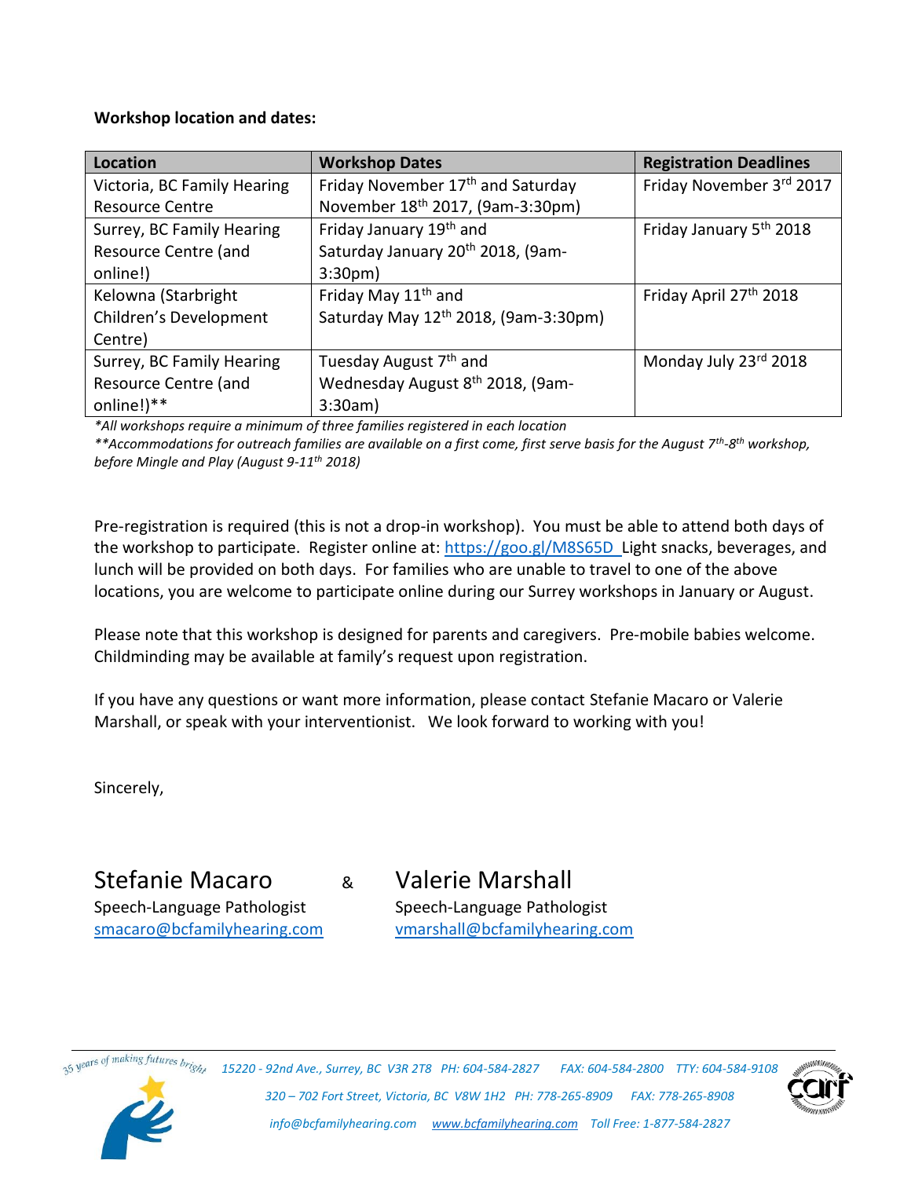**Workshop location and dates:**

| Location | Workshop Dates | Registration Deadlines |
|---|---|---|
| Victoria, BC Family Hearing Resource Centre | Friday November 17th and Saturday November 18th 2017, (9am-3:30pm) | Friday November 3rd 2017 |
| Surrey, BC Family Hearing Resource Centre (and online!) | Friday January 19th and Saturday January 20th 2018, (9am-3:30pm) | Friday January 5th 2018 |
| Kelowna (Starbright Children's Development Centre) | Friday May 11th and Saturday May 12th 2018, (9am-3:30pm) | Friday April 27th 2018 |
| Surrey, BC Family Hearing Resource Centre (and online!)** | Tuesday August 7th and Wednesday August 8th 2018, (9am-3:30am) | Monday July 23rd 2018 |

*\*All workshops require a minimum of three families registered in each location*

*\*\*Accommodations for outreach families are available on a first come, first serve basis for the August 7th-8th workshop, before Mingle and Play (August 9-11th 2018)*

Pre-registration is required (this is not a drop-in workshop). You must be able to attend both days of the workshop to participate. Register online at: https://goo.gl/M8S65D Light snacks, beverages, and lunch will be provided on both days. For families who are unable to travel to one of the above locations, you are welcome to participate online during our Surrey workshops in January or August.

Please note that this workshop is designed for parents and caregivers. Pre-mobile babies welcome. Childminding may be available at family's request upon registration.

If you have any questions or want more information, please contact Stefanie Macaro or Valerie Marshall, or speak with your interventionist. We look forward to working with you!

Sincerely,

Stefanie Macaro &
Speech-Language Pathologist
smacaro@bcfamilyhearing.com

Valerie Marshall
Speech-Language Pathologist
vmarshall@bcfamilyhearing.com

35 years of making futures bright

*15220 - 92nd Ave., Surrey, BC V3R 2T8 PH: 604-584-2827 FAX: 604-584-2800 TTY: 604-584-9108*

*320 – 702 Fort Street, Victoria, BC V8W 1H2 PH: 778-265-8909 FAX: 778-265-8908*

*info@bcfamilyhearing.com www.bcfamilyhearing.com Toll Free: 1-877-584-2827*